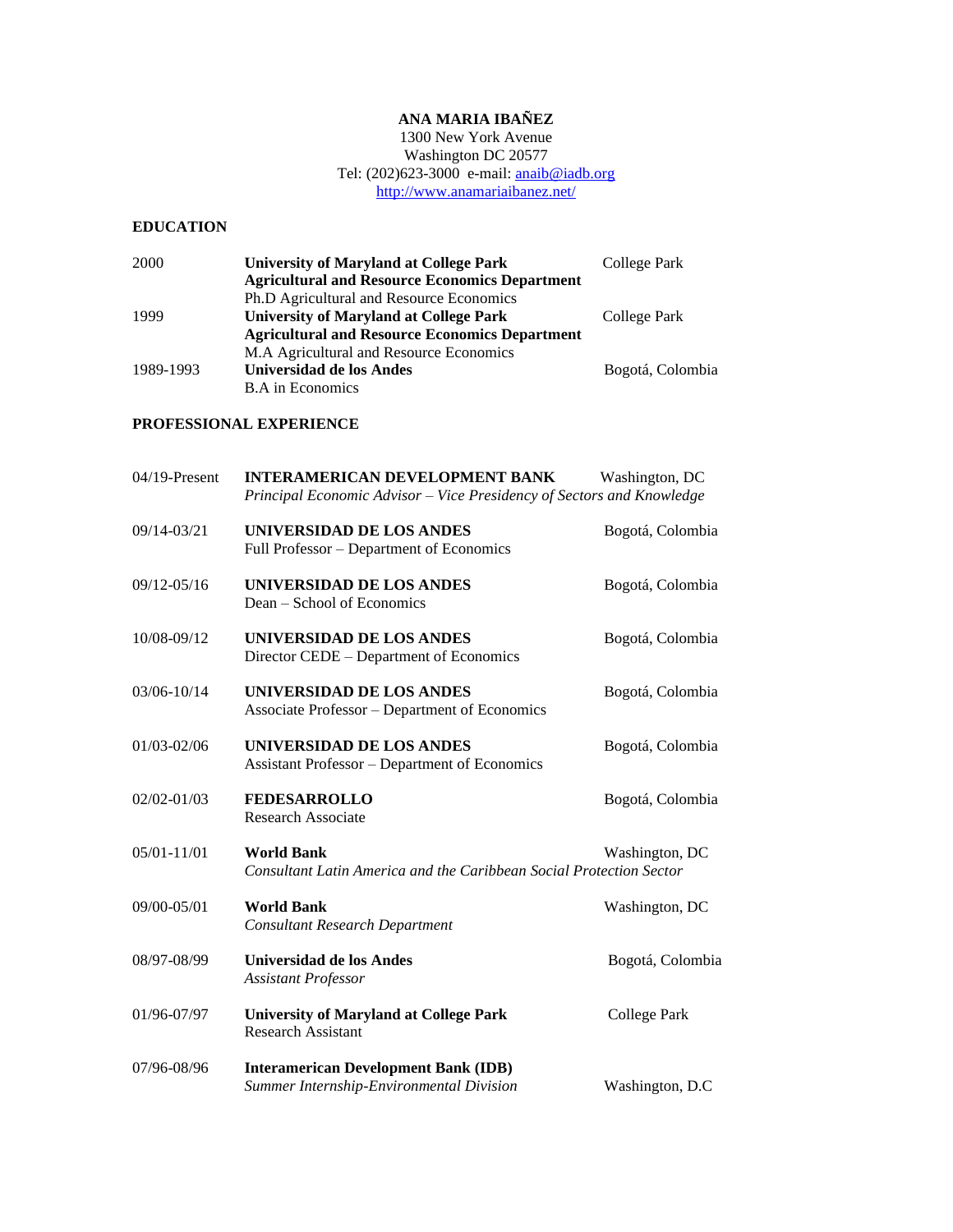# ANA MARIA IBAÑEZ

1300 New York Avenue
Washington DC 20577
Tel: (202)623-3000 e-mail: anaib@iadb.org
http://www.anamariaibanez.net/

## EDUCATION

2000 — **University of Maryland at College Park** — College Park
**Agricultural and Resource Economics Department**
Ph.D Agricultural and Resource Economics

1999 — **University of Maryland at College Park** — College Park
**Agricultural and Resource Economics Department**
M.A Agricultural and Resource Economics

1989-1993 — **Universidad de los Andes** — Bogotá, Colombia
B.A in Economics

## PROFESSIONAL EXPERIENCE

04/19-Present — **INTERAMERICAN DEVELOPMENT BANK** — Washington, DC
*Principal Economic Advisor – Vice Presidency of Sectors and Knowledge*

09/14-03/21 — **UNIVERSIDAD DE LOS ANDES** — Bogotá, Colombia
Full Professor – Department of Economics

09/12-05/16 — **UNIVERSIDAD DE LOS ANDES** — Bogotá, Colombia
Dean – School of Economics

10/08-09/12 — **UNIVERSIDAD DE LOS ANDES** — Bogotá, Colombia
Director CEDE – Department of Economics

03/06-10/14 — **UNIVERSIDAD DE LOS ANDES** — Bogotá, Colombia
Associate Professor – Department of Economics

01/03-02/06 — **UNIVERSIDAD DE LOS ANDES** — Bogotá, Colombia
Assistant Professor – Department of Economics

02/02-01/03 — **FEDESARROLLO** — Bogotá, Colombia
Research Associate

05/01-11/01 — **World Bank** — Washington, DC
*Consultant Latin America and the Caribbean Social Protection Sector*

09/00-05/01 — **World Bank** — Washington, DC
*Consultant Research Department*

08/97-08/99 — **Universidad de los Andes** — Bogotá, Colombia
*Assistant Professor*

01/96-07/97 — **University of Maryland at College Park** — College Park
Research Assistant

07/96-08/96 — **Interamerican Development Bank (IDB)** — Washington, D.C
*Summer Internship-Environmental Division*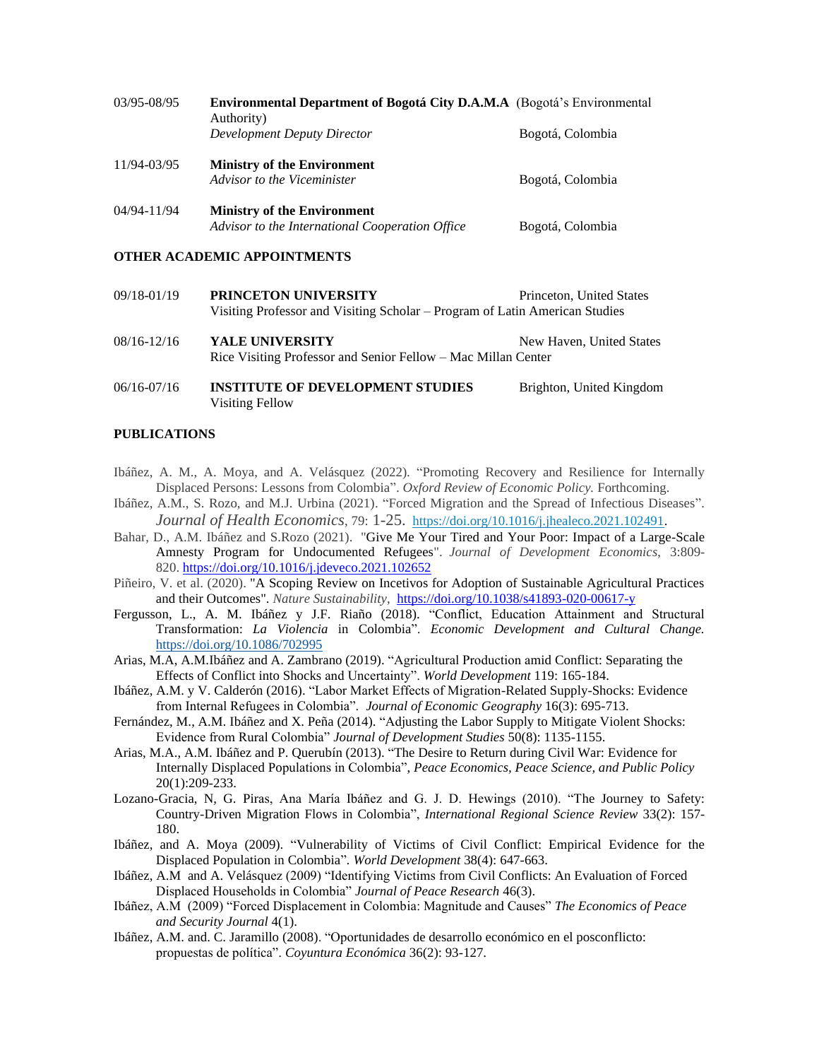03/95-08/95 **Environmental Department of Bogotá City D.A.M.A** (Bogotá's Environmental Authority)
*Development Deputy Director* Bogotá, Colombia

11/94-03/95 **Ministry of the Environment**
*Advisor to the Viceminister* Bogotá, Colombia

04/94-11/94 **Ministry of the Environment**
*Advisor to the International Cooperation Office* Bogotá, Colombia

## OTHER ACADEMIC APPOINTMENTS

09/18-01/19 **PRINCETON UNIVERSITY** Princeton, United States
Visiting Professor and Visiting Scholar – Program of Latin American Studies

08/16-12/16 **YALE UNIVERSITY** New Haven, United States
Rice Visiting Professor and Senior Fellow – Mac Millan Center

06/16-07/16 **INSTITUTE OF DEVELOPMENT STUDIES** Brighton, United Kingdom
Visiting Fellow

## PUBLICATIONS

Ibáñez, A. M., A. Moya, and A. Velásquez (2022). "Promoting Recovery and Resilience for Internally Displaced Persons: Lessons from Colombia". *Oxford Review of Economic Policy.* Forthcoming.

Ibáñez, A.M., S. Rozo, and M.J. Urbina (2021). "Forced Migration and the Spread of Infectious Diseases". *Journal of Health Economics*, 79: 1-25. https://doi.org/10.1016/j.jhealeco.2021.102491.

Bahar, D., A.M. Ibáñez and S.Rozo (2021). "Give Me Your Tired and Your Poor: Impact of a Large-Scale Amnesty Program for Undocumented Refugees". *Journal of Development Economics*, 3:809-820. https://doi.org/10.1016/j.jdeveco.2021.102652

Piñeiro, V. et al. (2020). "A Scoping Review on Incetivos for Adoption of Sustainable Agricultural Practices and their Outcomes". *Nature Sustainability*, https://doi.org/10.1038/s41893-020-00617-y

Fergusson, L., A. M. Ibáñez y J.F. Riaño (2018). "Conflict, Education Attainment and Structural Transformation: *La Violencia* in Colombia". *Economic Development and Cultural Change.* https://doi.org/10.1086/702995

Arias, M.A, A.M.Ibáñez and A. Zambrano (2019). "Agricultural Production amid Conflict: Separating the Effects of Conflict into Shocks and Uncertainty". *World Development* 119: 165-184.

Ibáñez, A.M. y V. Calderón (2016). "Labor Market Effects of Migration-Related Supply-Shocks: Evidence from Internal Refugees in Colombia". *Journal of Economic Geography* 16(3): 695-713.

Fernández, M., A.M. Ibáñez and X. Peña (2014). "Adjusting the Labor Supply to Mitigate Violent Shocks: Evidence from Rural Colombia" *Journal of Development Studies* 50(8): 1135-1155.

Arias, M.A., A.M. Ibáñez and P. Querubín (2013). "The Desire to Return during Civil War: Evidence for Internally Displaced Populations in Colombia", *Peace Economics, Peace Science, and Public Policy* 20(1):209-233.

Lozano-Gracia, N, G. Piras, Ana María Ibáñez and G. J. D. Hewings (2010). "The Journey to Safety: Country-Driven Migration Flows in Colombia", *International Regional Science Review* 33(2): 157-180.

Ibáñez, and A. Moya (2009). "Vulnerability of Victims of Civil Conflict: Empirical Evidence for the Displaced Population in Colombia". *World Development* 38(4): 647-663.

Ibáñez, A.M and A. Velásquez (2009) "Identifying Victims from Civil Conflicts: An Evaluation of Forced Displaced Households in Colombia" *Journal of Peace Research* 46(3).

Ibáñez, A.M (2009) "Forced Displacement in Colombia: Magnitude and Causes" *The Economics of Peace and Security Journal* 4(1).

Ibáñez, A.M. and. C. Jaramillo (2008). "Oportunidades de desarrollo económico en el posconflicto: propuestas de política". *Coyuntura Económica* 36(2): 93-127.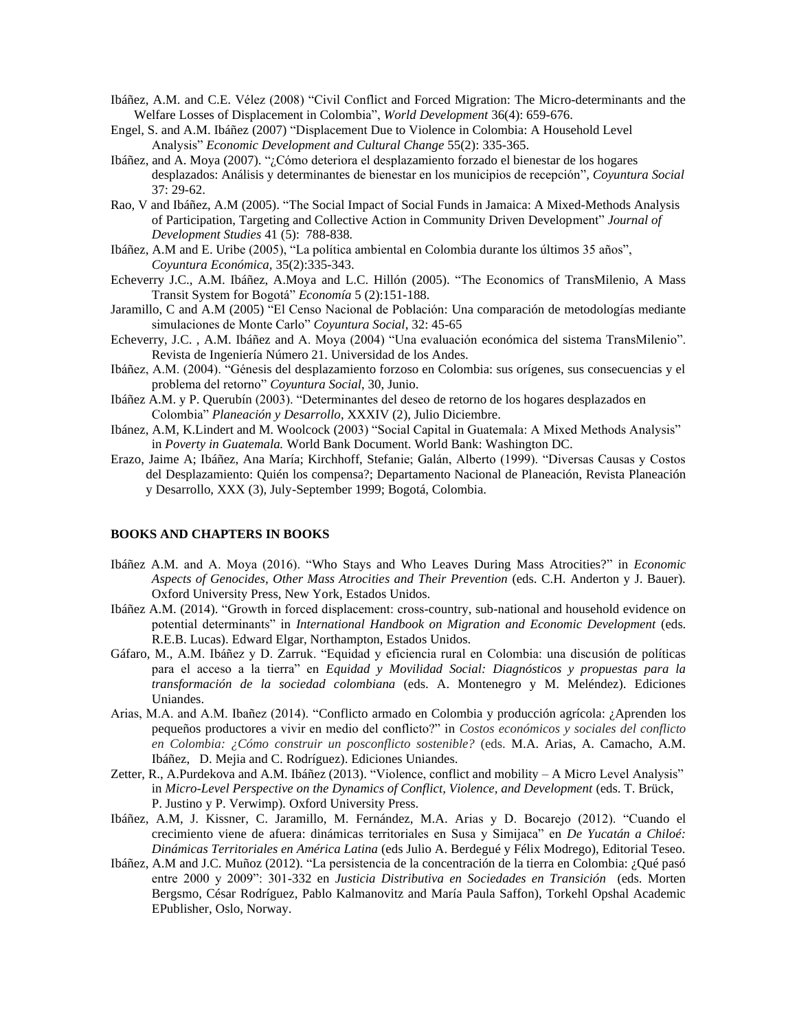Ibáñez, A.M. and C.E. Vélez (2008) "Civil Conflict and Forced Migration: The Micro-determinants and the Welfare Losses of Displacement in Colombia", *World Development* 36(4): 659-676.

Engel, S. and A.M. Ibáñez (2007) "Displacement Due to Violence in Colombia: A Household Level Analysis" *Economic Development and Cultural Change* 55(2): 335-365.

Ibáñez, and A. Moya (2007). "¿Cómo deteriora el desplazamiento forzado el bienestar de los hogares desplazados: Análisis y determinantes de bienestar en los municipios de recepción", *Coyuntura Social* 37: 29-62.

Rao, V and Ibáñez, A.M (2005). "The Social Impact of Social Funds in Jamaica: A Mixed-Methods Analysis of Participation, Targeting and Collective Action in Community Driven Development" *Journal of Development Studies* 41 (5): 788-838.

Ibáñez, A.M and E. Uribe (2005), "La política ambiental en Colombia durante los últimos 35 años", *Coyuntura Económica*, 35(2):335-343.

Echeverry J.C., A.M. Ibáñez, A.Moya and L.C. Hillón (2005). "The Economics of TransMilenio, A Mass Transit System for Bogotá" *Economía* 5 (2):151-188.

Jaramillo, C and A.M (2005) "El Censo Nacional de Población: Una comparación de metodologías mediante simulaciones de Monte Carlo" *Coyuntura Social*, 32: 45-65

Echeverry, J.C. , A.M. Ibáñez and A. Moya (2004) "Una evaluación económica del sistema TransMilenio". Revista de Ingeniería Número 21. Universidad de los Andes.

Ibáñez, A.M. (2004). "Génesis del desplazamiento forzoso en Colombia: sus orígenes, sus consecuencias y el problema del retorno" *Coyuntura Social*, 30, Junio.

Ibáñez A.M. y P. Querubín (2003). "Determinantes del deseo de retorno de los hogares desplazados en Colombia" *Planeación y Desarrollo*, XXXIV (2), Julio Diciembre.

Ibánez, A.M, K.Lindert and M. Woolcock (2003) "Social Capital in Guatemala: A Mixed Methods Analysis" in *Poverty in Guatemala.* World Bank Document. World Bank: Washington DC.

Erazo, Jaime A; Ibáñez, Ana María; Kirchhoff, Stefanie; Galán, Alberto (1999). "Diversas Causas y Costos del Desplazamiento: Quién los compensa?; Departamento Nacional de Planeación, Revista Planeación y Desarrollo, XXX (3), July-September 1999; Bogotá, Colombia.

**BOOKS AND CHAPTERS IN BOOKS**

Ibáñez A.M. and A. Moya (2016). "Who Stays and Who Leaves During Mass Atrocities?" in *Economic Aspects of Genocides, Other Mass Atrocities and Their Prevention* (eds. C.H. Anderton y J. Bauer). Oxford University Press, New York, Estados Unidos.

Ibáñez A.M. (2014). "Growth in forced displacement: cross-country, sub-national and household evidence on potential determinants" in *International Handbook on Migration and Economic Development* (eds. R.E.B. Lucas). Edward Elgar, Northampton, Estados Unidos.

Gáfaro, M., A.M. Ibáñez y D. Zarruk. "Equidad y eficiencia rural en Colombia: una discusión de políticas para el acceso a la tierra" en *Equidad y Movilidad Social: Diagnósticos y propuestas para la transformación de la sociedad colombiana* (eds. A. Montenegro y M. Meléndez). Ediciones Uniandes.

Arias, M.A. and A.M. Ibañez (2014). "Conflicto armado en Colombia y producción agrícola: ¿Aprenden los pequeños productores a vivir en medio del conflicto?" in *Costos económicos y sociales del conflicto en Colombia: ¿Cómo construir un posconflicto sostenible?* (eds. M.A. Arias, A. Camacho, A.M. Ibáñez, D. Mejia and C. Rodríguez). Ediciones Uniandes.

Zetter, R., A.Purdekova and A.M. Ibáñez (2013). "Violence, conflict and mobility – A Micro Level Analysis" in *Micro-Level Perspective on the Dynamics of Conflict, Violence, and Development* (eds. T. Brück, P. Justino y P. Verwimp). Oxford University Press.

Ibáñez, A.M, J. Kissner, C. Jaramillo, M. Fernández, M.A. Arias y D. Bocarejo (2012). "Cuando el crecimiento viene de afuera: dinámicas territoriales en Susa y Simijaca" en *De Yucatán a Chiloé: Dinámicas Territoriales en América Latina* (eds Julio A. Berdegué y Félix Modrego), Editorial Teseo.

Ibáñez, A.M and J.C. Muñoz (2012). "La persistencia de la concentración de la tierra en Colombia: ¿Qué pasó entre 2000 y 2009": 301-332 en *Justicia Distributiva en Sociedades en Transición* (eds. Morten Bergsmo, César Rodríguez, Pablo Kalmanovitz and María Paula Saffon), Torkehl Opshal Academic EPublisher, Oslo, Norway.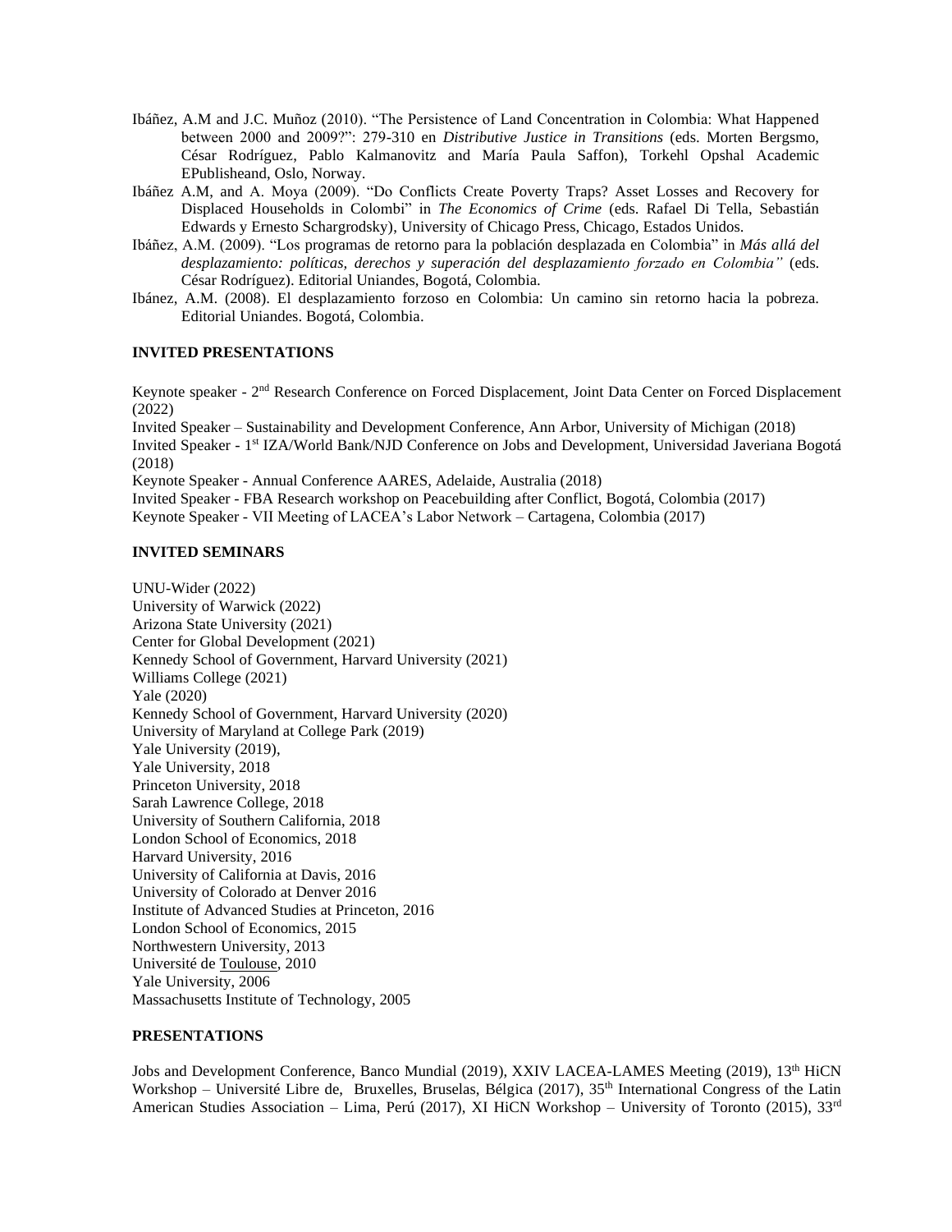Ibáñez, A.M and J.C. Muñoz (2010). "The Persistence of Land Concentration in Colombia: What Happened between 2000 and 2009?": 279-310 en *Distributive Justice in Transitions* (eds. Morten Bergsmo, César Rodríguez, Pablo Kalmanovitz and María Paula Saffon), Torkehl Opshal Academic EPublisheand, Oslo, Norway.

Ibáñez A.M, and A. Moya (2009). "Do Conflicts Create Poverty Traps? Asset Losses and Recovery for Displaced Households in Colombi" in *The Economics of Crime* (eds. Rafael Di Tella, Sebastián Edwards y Ernesto Schargrodsky), University of Chicago Press, Chicago, Estados Unidos.

Ibáñez, A.M. (2009). "Los programas de retorno para la población desplazada en Colombia" in *Más allá del desplazamiento: políticas, derechos y superación del desplazamiento forzado en Colombia"* (eds. César Rodríguez). Editorial Uniandes, Bogotá, Colombia.

Ibánez, A.M. (2008). El desplazamiento forzoso en Colombia: Un camino sin retorno hacia la pobreza. Editorial Uniandes. Bogotá, Colombia.

**INVITED PRESENTATIONS**

Keynote speaker - 2nd Research Conference on Forced Displacement, Joint Data Center on Forced Displacement (2022)
Invited Speaker – Sustainability and Development Conference, Ann Arbor, University of Michigan (2018)
Invited Speaker - 1st IZA/World Bank/NJD Conference on Jobs and Development, Universidad Javeriana Bogotá (2018)
Keynote Speaker - Annual Conference AARES, Adelaide, Australia (2018)
Invited Speaker - FBA Research workshop on Peacebuilding after Conflict, Bogotá, Colombia (2017)
Keynote Speaker - VII Meeting of LACEA's Labor Network – Cartagena, Colombia (2017)

**INVITED SEMINARS**

UNU-Wider (2022)
University of Warwick (2022)
Arizona State University (2021)
Center for Global Development (2021)
Kennedy School of Government, Harvard University (2021)
Williams College (2021)
Yale (2020)
Kennedy School of Government, Harvard University (2020)
University of Maryland at College Park (2019)
Yale University (2019),
Yale University, 2018
Princeton University, 2018
Sarah Lawrence College, 2018
University of Southern California, 2018
London School of Economics, 2018
Harvard University, 2016
University of California at Davis, 2016
University of Colorado at Denver 2016
Institute of Advanced Studies at Princeton, 2016
London School of Economics, 2015
Northwestern University, 2013
Université de Toulouse, 2010
Yale University, 2006
Massachusetts Institute of Technology, 2005

**PRESENTATIONS**

Jobs and Development Conference, Banco Mundial (2019), XXIV LACEA-LAMES Meeting (2019), 13th HiCN Workshop – Université Libre de, Bruxelles, Bruselas, Bélgica (2017), 35th International Congress of the Latin American Studies Association – Lima, Perú (2017), XI HiCN Workshop – University of Toronto (2015), 33rd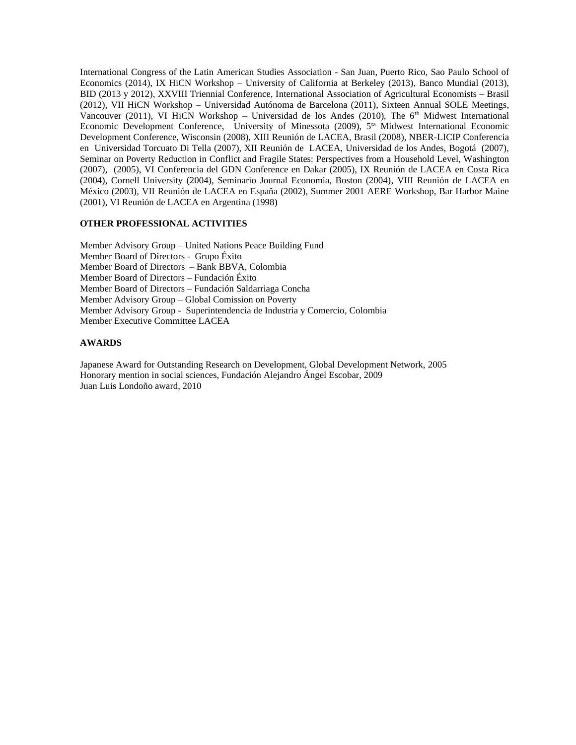International Congress of the Latin American Studies Association - San Juan, Puerto Rico, Sao Paulo School of Economics (2014), IX HiCN Workshop – University of California at Berkeley (2013), Banco Mundial (2013), BID (2013 y 2012), XXVIII Triennial Conference, International Association of Agricultural Economists – Brasil (2012), VII HiCN Workshop – Universidad Autónoma de Barcelona (2011), Sixteen Annual SOLE Meetings, Vancouver (2011), VI HiCN Workshop – Universidad de los Andes (2010), The 6th Midwest International Economic Development Conference, University of Minessota (2009), 5ta Midwest International Economic Development Conference, Wisconsin (2008), XIII Reunión de LACEA, Brasil (2008), NBER-LICIP Conferencia en Universidad Torcuato Di Tella (2007), XII Reunión de LACEA, Universidad de los Andes, Bogotá (2007), Seminar on Poverty Reduction in Conflict and Fragile States: Perspectives from a Household Level, Washington (2007), (2005), VI Conferencia del GDN Conference en Dakar (2005), IX Reunión de LACEA en Costa Rica (2004), Cornell University (2004), Seminario Journal Economia, Boston (2004), VIII Reunión de LACEA en México (2003), VII Reunión de LACEA en España (2002), Summer 2001 AERE Workshop, Bar Harbor Maine (2001), VI Reunión de LACEA en Argentina (1998)

## OTHER PROFESSIONAL ACTIVITIES

Member Advisory Group – United Nations Peace Building Fund
Member Board of Directors - Grupo Éxito
Member Board of Directors – Bank BBVA, Colombia
Member Board of Directors – Fundación Éxito
Member Board of Directors – Fundación Saldarriaga Concha
Member Advisory Group – Global Comission on Poverty
Member Advisory Group - Superintendencia de Industria y Comercio, Colombia
Member Executive Committee LACEA

## AWARDS

Japanese Award for Outstanding Research on Development, Global Development Network, 2005
Honorary mention in social sciences, Fundación Alejandro Ángel Escobar, 2009
Juan Luis Londoño award, 2010